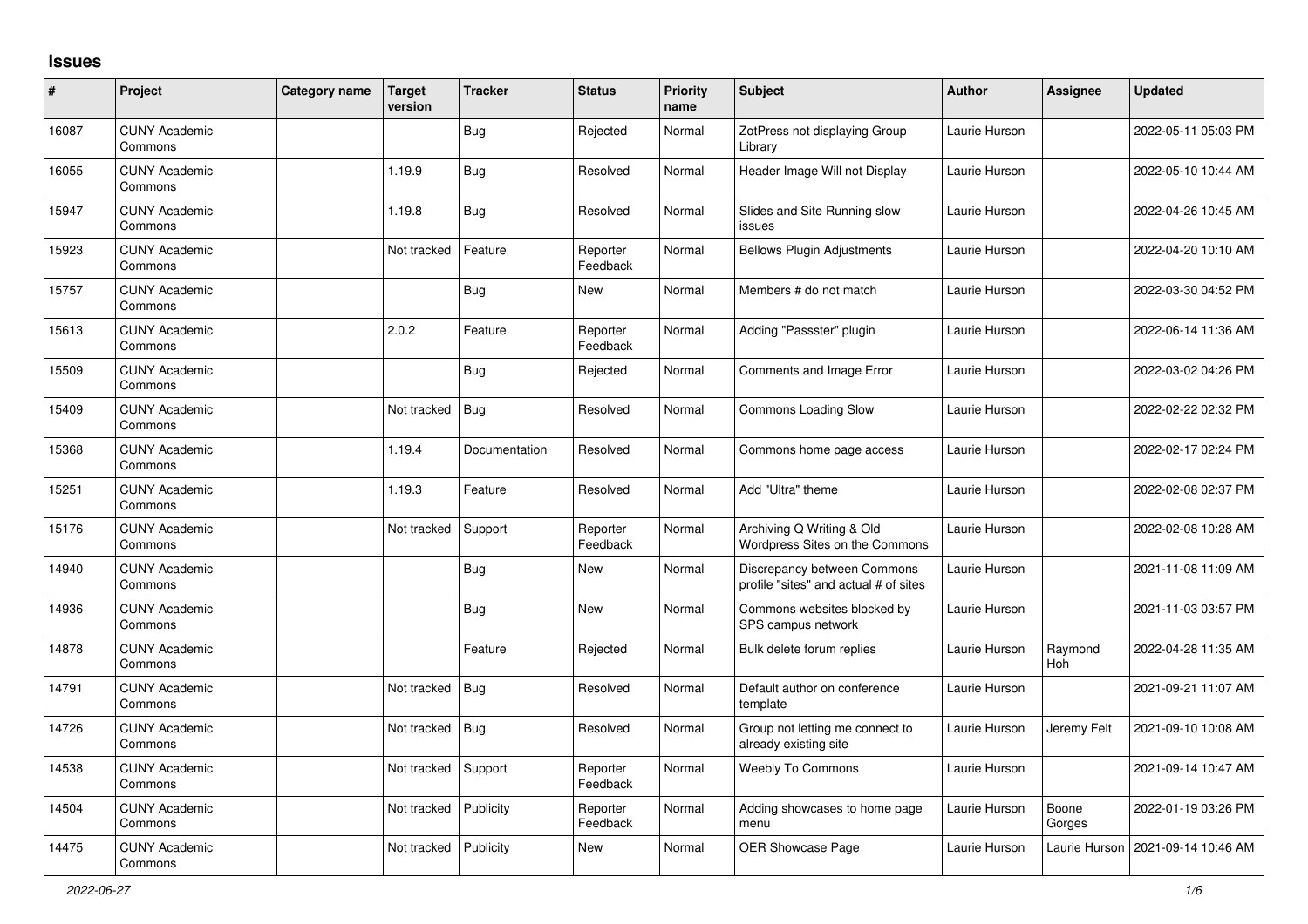# Issues

| # | Project | Category name | Target version | Tracker | Status | Priority name | Subject | Author | Assignee | Updated |
|---|---|---|---|---|---|---|---|---|---|---|
| 16087 | CUNY Academic Commons | | | Bug | Rejected | Normal | ZotPress not displaying Group Library | Laurie Hurson | | 2022-05-11 05:03 PM |
| 16055 | CUNY Academic Commons | | 1.19.9 | Bug | Resolved | Normal | Header Image Will not Display | Laurie Hurson | | 2022-05-10 10:44 AM |
| 15947 | CUNY Academic Commons | | 1.19.8 | Bug | Resolved | Normal | Slides and Site Running slow issues | Laurie Hurson | | 2022-04-26 10:45 AM |
| 15923 | CUNY Academic Commons | | Not tracked | Feature | Reporter Feedback | Normal | Bellows Plugin Adjustments | Laurie Hurson | | 2022-04-20 10:10 AM |
| 15757 | CUNY Academic Commons | | | Bug | New | Normal | Members # do not match | Laurie Hurson | | 2022-03-30 04:52 PM |
| 15613 | CUNY Academic Commons | | 2.0.2 | Feature | Reporter Feedback | Normal | Adding "Passster" plugin | Laurie Hurson | | 2022-06-14 11:36 AM |
| 15509 | CUNY Academic Commons | | | Bug | Rejected | Normal | Comments and Image Error | Laurie Hurson | | 2022-03-02 04:26 PM |
| 15409 | CUNY Academic Commons | | Not tracked | Bug | Resolved | Normal | Commons Loading Slow | Laurie Hurson | | 2022-02-22 02:32 PM |
| 15368 | CUNY Academic Commons | | 1.19.4 | Documentation | Resolved | Normal | Commons home page access | Laurie Hurson | | 2022-02-17 02:24 PM |
| 15251 | CUNY Academic Commons | | 1.19.3 | Feature | Resolved | Normal | Add "Ultra" theme | Laurie Hurson | | 2022-02-08 02:37 PM |
| 15176 | CUNY Academic Commons | | Not tracked | Support | Reporter Feedback | Normal | Archiving Q Writing & Old Wordpress Sites on the Commons | Laurie Hurson | | 2022-02-08 10:28 AM |
| 14940 | CUNY Academic Commons | | | Bug | New | Normal | Discrepancy between Commons profile "sites" and actual # of sites | Laurie Hurson | | 2021-11-08 11:09 AM |
| 14936 | CUNY Academic Commons | | | Bug | New | Normal | Commons websites blocked by SPS campus network | Laurie Hurson | | 2021-11-03 03:57 PM |
| 14878 | CUNY Academic Commons | | | Feature | Rejected | Normal | Bulk delete forum replies | Laurie Hurson | Raymond Hoh | 2022-04-28 11:35 AM |
| 14791 | CUNY Academic Commons | | Not tracked | Bug | Resolved | Normal | Default author on conference template | Laurie Hurson | | 2021-09-21 11:07 AM |
| 14726 | CUNY Academic Commons | | Not tracked | Bug | Resolved | Normal | Group not letting me connect to already existing site | Laurie Hurson | Jeremy Felt | 2021-09-10 10:08 AM |
| 14538 | CUNY Academic Commons | | Not tracked | Support | Reporter Feedback | Normal | Weebly To Commons | Laurie Hurson | | 2021-09-14 10:47 AM |
| 14504 | CUNY Academic Commons | | Not tracked | Publicity | Reporter Feedback | Normal | Adding showcases to home page menu | Laurie Hurson | Boone Gorges | 2022-01-19 03:26 PM |
| 14475 | CUNY Academic Commons | | Not tracked | Publicity | New | Normal | OER Showcase Page | Laurie Hurson | Laurie Hurson | 2021-09-14 10:46 AM |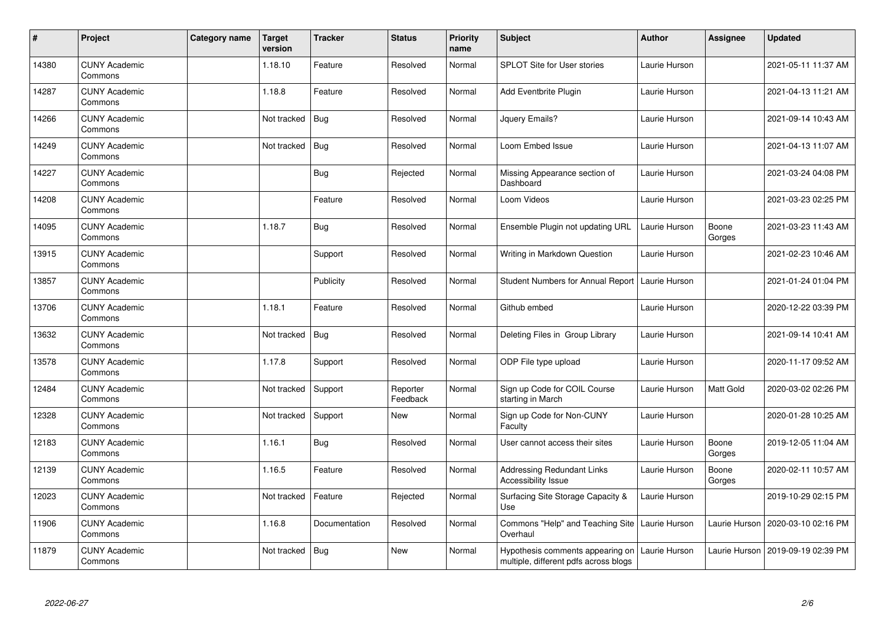| # | Project | Category name | Target version | Tracker | Status | Priority name | Subject | Author | Assignee | Updated |
|---|---|---|---|---|---|---|---|---|---|---|
| 14380 | CUNY Academic Commons | | 1.18.10 | Feature | Resolved | Normal | SPLOT Site for User stories | Laurie Hurson | | 2021-05-11 11:37 AM |
| 14287 | CUNY Academic Commons | | 1.18.8 | Feature | Resolved | Normal | Add Eventbrite Plugin | Laurie Hurson | | 2021-04-13 11:21 AM |
| 14266 | CUNY Academic Commons | | Not tracked | Bug | Resolved | Normal | Jquery Emails? | Laurie Hurson | | 2021-09-14 10:43 AM |
| 14249 | CUNY Academic Commons | | Not tracked | Bug | Resolved | Normal | Loom Embed Issue | Laurie Hurson | | 2021-04-13 11:07 AM |
| 14227 | CUNY Academic Commons | | | Bug | Rejected | Normal | Missing Appearance section of Dashboard | Laurie Hurson | | 2021-03-24 04:08 PM |
| 14208 | CUNY Academic Commons | | | Feature | Resolved | Normal | Loom Videos | Laurie Hurson | | 2021-03-23 02:25 PM |
| 14095 | CUNY Academic Commons | | 1.18.7 | Bug | Resolved | Normal | Ensemble Plugin not updating URL | Laurie Hurson | Boone Gorges | 2021-03-23 11:43 AM |
| 13915 | CUNY Academic Commons | | | Support | Resolved | Normal | Writing in Markdown Question | Laurie Hurson | | 2021-02-23 10:46 AM |
| 13857 | CUNY Academic Commons | | | Publicity | Resolved | Normal | Student Numbers for Annual Report | Laurie Hurson | | 2021-01-24 01:04 PM |
| 13706 | CUNY Academic Commons | | 1.18.1 | Feature | Resolved | Normal | Github embed | Laurie Hurson | | 2020-12-22 03:39 PM |
| 13632 | CUNY Academic Commons | | Not tracked | Bug | Resolved | Normal | Deleting Files in Group Library | Laurie Hurson | | 2021-09-14 10:41 AM |
| 13578 | CUNY Academic Commons | | 1.17.8 | Support | Resolved | Normal | ODP File type upload | Laurie Hurson | | 2020-11-17 09:52 AM |
| 12484 | CUNY Academic Commons | | Not tracked | Support | Reporter Feedback | Normal | Sign up Code for COIL Course starting in March | Laurie Hurson | Matt Gold | 2020-03-02 02:26 PM |
| 12328 | CUNY Academic Commons | | Not tracked | Support | New | Normal | Sign up Code for Non-CUNY Faculty | Laurie Hurson | | 2020-01-28 10:25 AM |
| 12183 | CUNY Academic Commons | | 1.16.1 | Bug | Resolved | Normal | User cannot access their sites | Laurie Hurson | Boone Gorges | 2019-12-05 11:04 AM |
| 12139 | CUNY Academic Commons | | 1.16.5 | Feature | Resolved | Normal | Addressing Redundant Links Accessibility Issue | Laurie Hurson | Boone Gorges | 2020-02-11 10:57 AM |
| 12023 | CUNY Academic Commons | | Not tracked | Feature | Rejected | Normal | Surfacing Site Storage Capacity & Use | Laurie Hurson | | 2019-10-29 02:15 PM |
| 11906 | CUNY Academic Commons | | 1.16.8 | Documentation | Resolved | Normal | Commons "Help" and Teaching Site Overhaul | Laurie Hurson | Laurie Hurson | 2020-03-10 02:16 PM |
| 11879 | CUNY Academic Commons | | Not tracked | Bug | New | Normal | Hypothesis comments appearing on multiple, different pdfs across blogs | Laurie Hurson | Laurie Hurson | 2019-09-19 02:39 PM |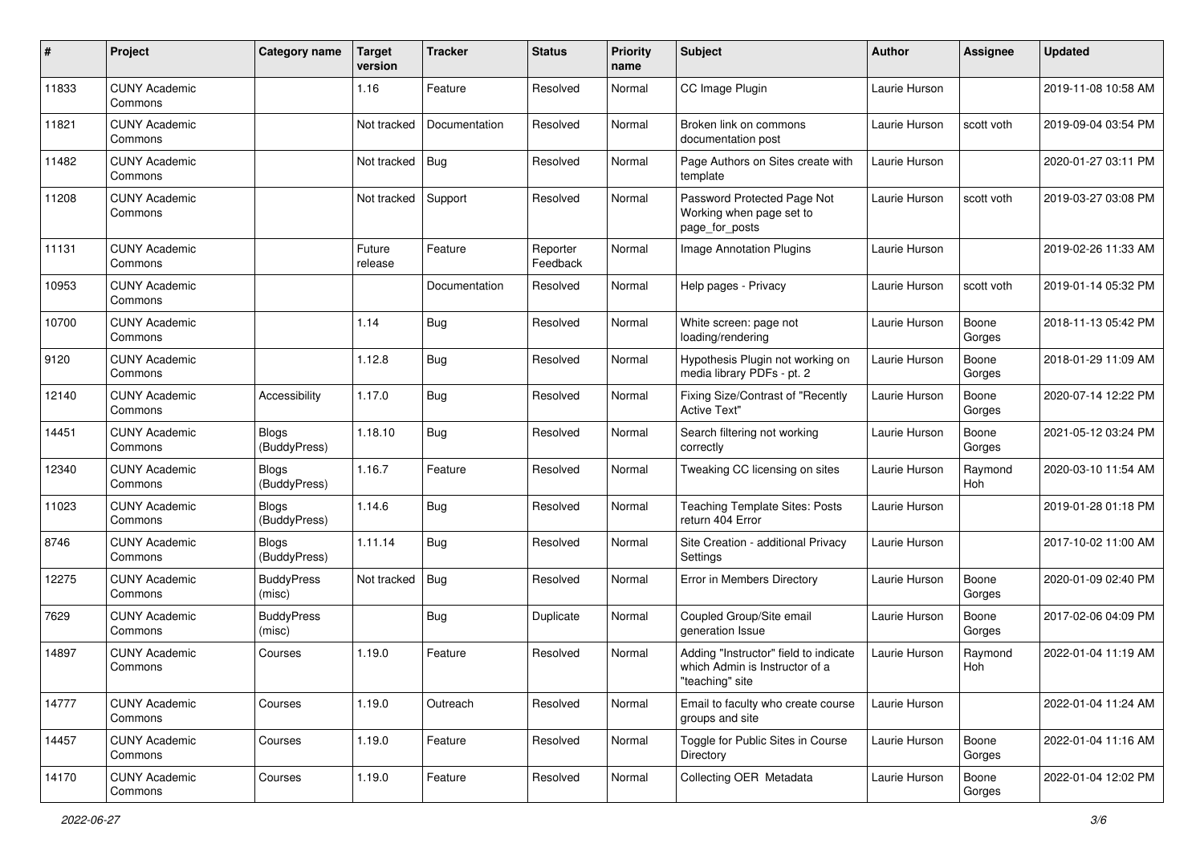| # | Project | Category name | Target version | Tracker | Status | Priority name | Subject | Author | Assignee | Updated |
|---|---|---|---|---|---|---|---|---|---|---|
| 11833 | CUNY Academic Commons | | 1.16 | Feature | Resolved | Normal | CC Image Plugin | Laurie Hurson | | 2019-11-08 10:58 AM |
| 11821 | CUNY Academic Commons | | Not tracked | Documentation | Resolved | Normal | Broken link on commons documentation post | Laurie Hurson | scott voth | 2019-09-04 03:54 PM |
| 11482 | CUNY Academic Commons | | Not tracked | Bug | Resolved | Normal | Page Authors on Sites create with template | Laurie Hurson | | 2020-01-27 03:11 PM |
| 11208 | CUNY Academic Commons | | Not tracked | Support | Resolved | Normal | Password Protected Page Not Working when page set to page_for_posts | Laurie Hurson | scott voth | 2019-03-27 03:08 PM |
| 11131 | CUNY Academic Commons | | Future release | Feature | Reporter Feedback | Normal | Image Annotation Plugins | Laurie Hurson | | 2019-02-26 11:33 AM |
| 10953 | CUNY Academic Commons | | | Documentation | Resolved | Normal | Help pages - Privacy | Laurie Hurson | scott voth | 2019-01-14 05:32 PM |
| 10700 | CUNY Academic Commons | | 1.14 | Bug | Resolved | Normal | White screen: page not loading/rendering | Laurie Hurson | Boone Gorges | 2018-11-13 05:42 PM |
| 9120 | CUNY Academic Commons | | 1.12.8 | Bug | Resolved | Normal | Hypothesis Plugin not working on media library PDFs - pt. 2 | Laurie Hurson | Boone Gorges | 2018-01-29 11:09 AM |
| 12140 | CUNY Academic Commons | Accessibility | 1.17.0 | Bug | Resolved | Normal | Fixing Size/Contrast of "Recently Active Text" | Laurie Hurson | Boone Gorges | 2020-07-14 12:22 PM |
| 14451 | CUNY Academic Commons | Blogs (BuddyPress) | 1.18.10 | Bug | Resolved | Normal | Search filtering not working correctly | Laurie Hurson | Boone Gorges | 2021-05-12 03:24 PM |
| 12340 | CUNY Academic Commons | Blogs (BuddyPress) | 1.16.7 | Feature | Resolved | Normal | Tweaking CC licensing on sites | Laurie Hurson | Raymond Hoh | 2020-03-10 11:54 AM |
| 11023 | CUNY Academic Commons | Blogs (BuddyPress) | 1.14.6 | Bug | Resolved | Normal | Teaching Template Sites: Posts return 404 Error | Laurie Hurson | | 2019-01-28 01:18 PM |
| 8746 | CUNY Academic Commons | Blogs (BuddyPress) | 1.11.14 | Bug | Resolved | Normal | Site Creation - additional Privacy Settings | Laurie Hurson | | 2017-10-02 11:00 AM |
| 12275 | CUNY Academic Commons | BuddyPress (misc) | Not tracked | Bug | Resolved | Normal | Error in Members Directory | Laurie Hurson | Boone Gorges | 2020-01-09 02:40 PM |
| 7629 | CUNY Academic Commons | BuddyPress (misc) | | Bug | Duplicate | Normal | Coupled Group/Site email generation Issue | Laurie Hurson | Boone Gorges | 2017-02-06 04:09 PM |
| 14897 | CUNY Academic Commons | Courses | 1.19.0 | Feature | Resolved | Normal | Adding "Instructor" field to indicate which Admin is Instructor of a "teaching" site | Laurie Hurson | Raymond Hoh | 2022-01-04 11:19 AM |
| 14777 | CUNY Academic Commons | Courses | 1.19.0 | Outreach | Resolved | Normal | Email to faculty who create course groups and site | Laurie Hurson | | 2022-01-04 11:24 AM |
| 14457 | CUNY Academic Commons | Courses | 1.19.0 | Feature | Resolved | Normal | Toggle for Public Sites in Course Directory | Laurie Hurson | Boone Gorges | 2022-01-04 11:16 AM |
| 14170 | CUNY Academic Commons | Courses | 1.19.0 | Feature | Resolved | Normal | Collecting OER Metadata | Laurie Hurson | Boone Gorges | 2022-01-04 12:02 PM |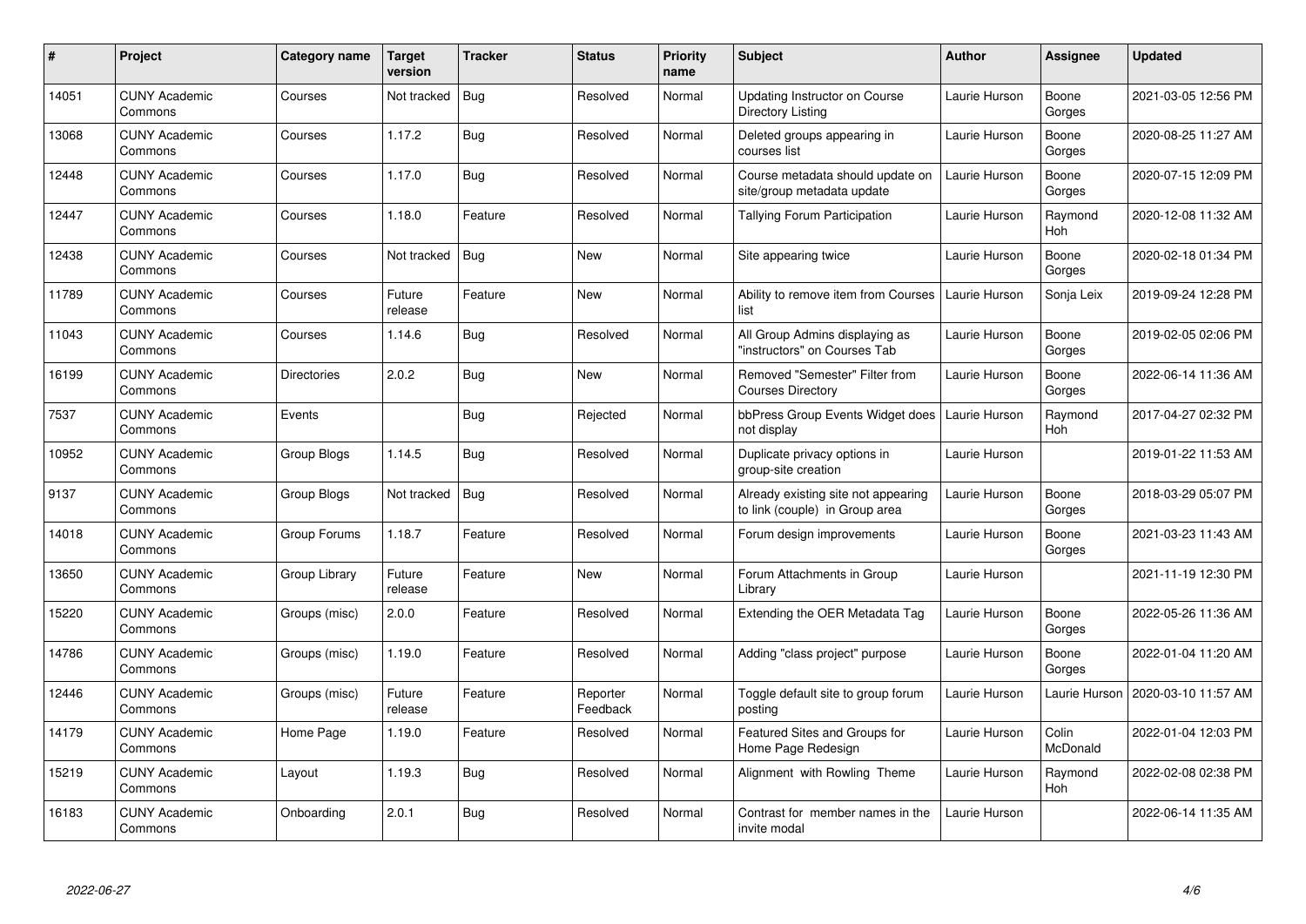| # | Project | Category name | Target version | Tracker | Status | Priority name | Subject | Author | Assignee | Updated |
|---|---|---|---|---|---|---|---|---|---|---|
| 14051 | CUNY Academic Commons | Courses | Not tracked | Bug | Resolved | Normal | Updating Instructor on Course Directory Listing | Laurie Hurson | Boone Gorges | 2021-03-05 12:56 PM |
| 13068 | CUNY Academic Commons | Courses | 1.17.2 | Bug | Resolved | Normal | Deleted groups appearing in courses list | Laurie Hurson | Boone Gorges | 2020-08-25 11:27 AM |
| 12448 | CUNY Academic Commons | Courses | 1.17.0 | Bug | Resolved | Normal | Course metadata should update on site/group metadata update | Laurie Hurson | Boone Gorges | 2020-07-15 12:09 PM |
| 12447 | CUNY Academic Commons | Courses | 1.18.0 | Feature | Resolved | Normal | Tallying Forum Participation | Laurie Hurson | Raymond Hoh | 2020-12-08 11:32 AM |
| 12438 | CUNY Academic Commons | Courses | Not tracked | Bug | New | Normal | Site appearing twice | Laurie Hurson | Boone Gorges | 2020-02-18 01:34 PM |
| 11789 | CUNY Academic Commons | Courses | Future release | Feature | New | Normal | Ability to remove item from Courses list | Laurie Hurson | Sonja Leix | 2019-09-24 12:28 PM |
| 11043 | CUNY Academic Commons | Courses | 1.14.6 | Bug | Resolved | Normal | All Group Admins displaying as "instructors" on Courses Tab | Laurie Hurson | Boone Gorges | 2019-02-05 02:06 PM |
| 16199 | CUNY Academic Commons | Directories | 2.0.2 | Bug | New | Normal | Removed "Semester" Filter from Courses Directory | Laurie Hurson | Boone Gorges | 2022-06-14 11:36 AM |
| 7537 | CUNY Academic Commons | Events | | Bug | Rejected | Normal | bbPress Group Events Widget does not display | Laurie Hurson | Raymond Hoh | 2017-04-27 02:32 PM |
| 10952 | CUNY Academic Commons | Group Blogs | 1.14.5 | Bug | Resolved | Normal | Duplicate privacy options in group-site creation | Laurie Hurson | | 2019-01-22 11:53 AM |
| 9137 | CUNY Academic Commons | Group Blogs | Not tracked | Bug | Resolved | Normal | Already existing site not appearing to link (couple) in Group area | Laurie Hurson | Boone Gorges | 2018-03-29 05:07 PM |
| 14018 | CUNY Academic Commons | Group Forums | 1.18.7 | Feature | Resolved | Normal | Forum design improvements | Laurie Hurson | Boone Gorges | 2021-03-23 11:43 AM |
| 13650 | CUNY Academic Commons | Group Library | Future release | Feature | New | Normal | Forum Attachments in Group Library | Laurie Hurson | | 2021-11-19 12:30 PM |
| 15220 | CUNY Academic Commons | Groups (misc) | 2.0.0 | Feature | Resolved | Normal | Extending the OER Metadata Tag | Laurie Hurson | Boone Gorges | 2022-05-26 11:36 AM |
| 14786 | CUNY Academic Commons | Groups (misc) | 1.19.0 | Feature | Resolved | Normal | Adding "class project" purpose | Laurie Hurson | Boone Gorges | 2022-01-04 11:20 AM |
| 12446 | CUNY Academic Commons | Groups (misc) | Future release | Feature | Reporter Feedback | Normal | Toggle default site to group forum posting | Laurie Hurson | Laurie Hurson | 2020-03-10 11:57 AM |
| 14179 | CUNY Academic Commons | Home Page | 1.19.0 | Feature | Resolved | Normal | Featured Sites and Groups for Home Page Redesign | Laurie Hurson | Colin McDonald | 2022-01-04 12:03 PM |
| 15219 | CUNY Academic Commons | Layout | 1.19.3 | Bug | Resolved | Normal | Alignment with Rowling Theme | Laurie Hurson | Raymond Hoh | 2022-02-08 02:38 PM |
| 16183 | CUNY Academic Commons | Onboarding | 2.0.1 | Bug | Resolved | Normal | Contrast for member names in the invite modal | Laurie Hurson | | 2022-06-14 11:35 AM |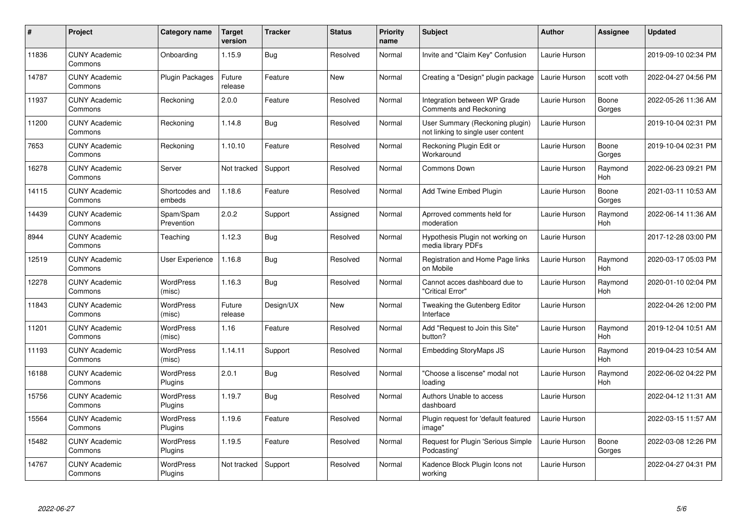| # | Project | Category name | Target version | Tracker | Status | Priority name | Subject | Author | Assignee | Updated |
|---|---|---|---|---|---|---|---|---|---|---|
| 11836 | CUNY Academic Commons | Onboarding | 1.15.9 | Bug | Resolved | Normal | Invite and "Claim Key" Confusion | Laurie Hurson | | 2019-09-10 02:34 PM |
| 14787 | CUNY Academic Commons | Plugin Packages | Future release | Feature | New | Normal | Creating a "Design" plugin package | Laurie Hurson | scott voth | 2022-04-27 04:56 PM |
| 11937 | CUNY Academic Commons | Reckoning | 2.0.0 | Feature | Resolved | Normal | Integration between WP Grade Comments and Reckoning | Laurie Hurson | Boone Gorges | 2022-05-26 11:36 AM |
| 11200 | CUNY Academic Commons | Reckoning | 1.14.8 | Bug | Resolved | Normal | User Summary (Reckoning plugin) not linking to single user content | Laurie Hurson | | 2019-10-04 02:31 PM |
| 7653 | CUNY Academic Commons | Reckoning | 1.10.10 | Feature | Resolved | Normal | Reckoning Plugin Edit or Workaround | Laurie Hurson | Boone Gorges | 2019-10-04 02:31 PM |
| 16278 | CUNY Academic Commons | Server | Not tracked | Support | Resolved | Normal | Commons Down | Laurie Hurson | Raymond Hoh | 2022-06-23 09:21 PM |
| 14115 | CUNY Academic Commons | Shortcodes and embeds | 1.18.6 | Feature | Resolved | Normal | Add Twine Embed Plugin | Laurie Hurson | Boone Gorges | 2021-03-11 10:53 AM |
| 14439 | CUNY Academic Commons | Spam/Spam Prevention | 2.0.2 | Support | Assigned | Normal | Aprroved comments held for moderation | Laurie Hurson | Raymond Hoh | 2022-06-14 11:36 AM |
| 8944 | CUNY Academic Commons | Teaching | 1.12.3 | Bug | Resolved | Normal | Hypothesis Plugin not working on media library PDFs | Laurie Hurson | | 2017-12-28 03:00 PM |
| 12519 | CUNY Academic Commons | User Experience | 1.16.8 | Bug | Resolved | Normal | Registration and Home Page links on Mobile | Laurie Hurson | Raymond Hoh | 2020-03-17 05:03 PM |
| 12278 | CUNY Academic Commons | WordPress (misc) | 1.16.3 | Bug | Resolved | Normal | Cannot acces dashboard due to "Critical Error" | Laurie Hurson | Raymond Hoh | 2020-01-10 02:04 PM |
| 11843 | CUNY Academic Commons | WordPress (misc) | Future release | Design/UX | New | Normal | Tweaking the Gutenberg Editor Interface | Laurie Hurson | | 2022-04-26 12:00 PM |
| 11201 | CUNY Academic Commons | WordPress (misc) | 1.16 | Feature | Resolved | Normal | Add "Request to Join this Site" button? | Laurie Hurson | Raymond Hoh | 2019-12-04 10:51 AM |
| 11193 | CUNY Academic Commons | WordPress (misc) | 1.14.11 | Support | Resolved | Normal | Embedding StoryMaps JS | Laurie Hurson | Raymond Hoh | 2019-04-23 10:54 AM |
| 16188 | CUNY Academic Commons | WordPress Plugins | 2.0.1 | Bug | Resolved | Normal | "Choose a liscense" modal not loading | Laurie Hurson | Raymond Hoh | 2022-06-02 04:22 PM |
| 15756 | CUNY Academic Commons | WordPress Plugins | 1.19.7 | Bug | Resolved | Normal | Authors Unable to access dashboard | Laurie Hurson | | 2022-04-12 11:31 AM |
| 15564 | CUNY Academic Commons | WordPress Plugins | 1.19.6 | Feature | Resolved | Normal | Plugin request for 'default featured image" | Laurie Hurson | | 2022-03-15 11:57 AM |
| 15482 | CUNY Academic Commons | WordPress Plugins | 1.19.5 | Feature | Resolved | Normal | Request for Plugin 'Serious Simple Podcasting' | Laurie Hurson | Boone Gorges | 2022-03-08 12:26 PM |
| 14767 | CUNY Academic Commons | WordPress Plugins | Not tracked | Support | Resolved | Normal | Kadence Block Plugin Icons not working | Laurie Hurson | | 2022-04-27 04:31 PM |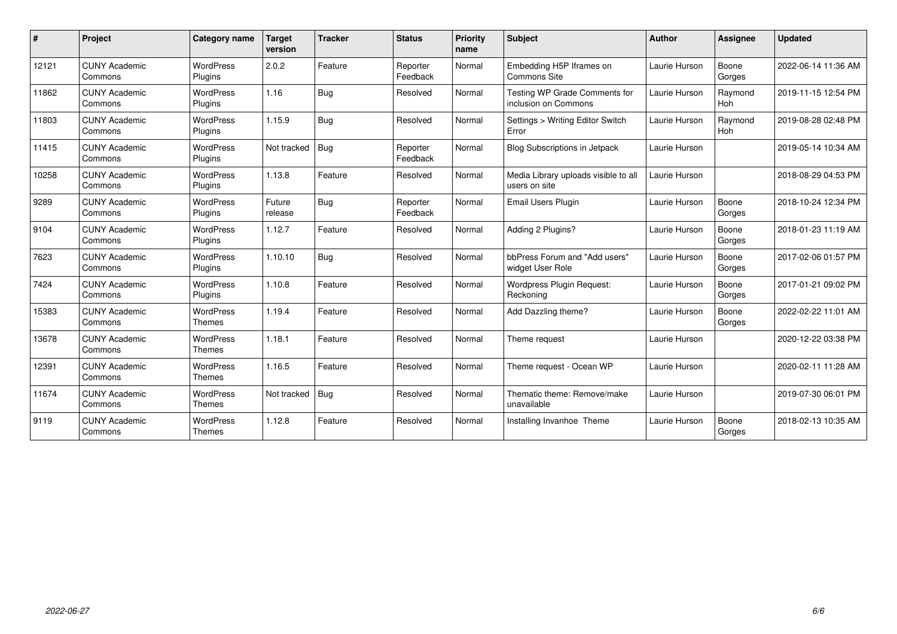| # | Project | Category name | Target version | Tracker | Status | Priority name | Subject | Author | Assignee | Updated |
|---|---|---|---|---|---|---|---|---|---|---|
| 12121 | CUNY Academic Commons | WordPress Plugins | 2.0.2 | Feature | Reporter Feedback | Normal | Embedding H5P Iframes on Commons Site | Laurie Hurson | Boone Gorges | 2022-06-14 11:36 AM |
| 11862 | CUNY Academic Commons | WordPress Plugins | 1.16 | Bug | Resolved | Normal | Testing WP Grade Comments for inclusion on Commons | Laurie Hurson | Raymond Hoh | 2019-11-15 12:54 PM |
| 11803 | CUNY Academic Commons | WordPress Plugins | 1.15.9 | Bug | Resolved | Normal | Settings > Writing Editor Switch Error | Laurie Hurson | Raymond Hoh | 2019-08-28 02:48 PM |
| 11415 | CUNY Academic Commons | WordPress Plugins | Not tracked | Bug | Reporter Feedback | Normal | Blog Subscriptions in Jetpack | Laurie Hurson | | 2019-05-14 10:34 AM |
| 10258 | CUNY Academic Commons | WordPress Plugins | 1.13.8 | Feature | Resolved | Normal | Media Library uploads visible to all users on site | Laurie Hurson | | 2018-08-29 04:53 PM |
| 9289 | CUNY Academic Commons | WordPress Plugins | Future release | Bug | Reporter Feedback | Normal | Email Users Plugin | Laurie Hurson | Boone Gorges | 2018-10-24 12:34 PM |
| 9104 | CUNY Academic Commons | WordPress Plugins | 1.12.7 | Feature | Resolved | Normal | Adding 2 Plugins? | Laurie Hurson | Boone Gorges | 2018-01-23 11:19 AM |
| 7623 | CUNY Academic Commons | WordPress Plugins | 1.10.10 | Bug | Resolved | Normal | bbPress Forum and "Add users" widget User Role | Laurie Hurson | Boone Gorges | 2017-02-06 01:57 PM |
| 7424 | CUNY Academic Commons | WordPress Plugins | 1.10.8 | Feature | Resolved | Normal | Wordpress Plugin Request: Reckoning | Laurie Hurson | Boone Gorges | 2017-01-21 09:02 PM |
| 15383 | CUNY Academic Commons | WordPress Themes | 1.19.4 | Feature | Resolved | Normal | Add Dazzling theme? | Laurie Hurson | Boone Gorges | 2022-02-22 11:01 AM |
| 13678 | CUNY Academic Commons | WordPress Themes | 1.18.1 | Feature | Resolved | Normal | Theme request | Laurie Hurson | | 2020-12-22 03:38 PM |
| 12391 | CUNY Academic Commons | WordPress Themes | 1.16.5 | Feature | Resolved | Normal | Theme request - Ocean WP | Laurie Hurson | | 2020-02-11 11:28 AM |
| 11674 | CUNY Academic Commons | WordPress Themes | Not tracked | Bug | Resolved | Normal | Thematic theme: Remove/make unavailable | Laurie Hurson | | 2019-07-30 06:01 PM |
| 9119 | CUNY Academic Commons | WordPress Themes | 1.12.8 | Feature | Resolved | Normal | Installing Invanhoe Theme | Laurie Hurson | Boone Gorges | 2018-02-13 10:35 AM |